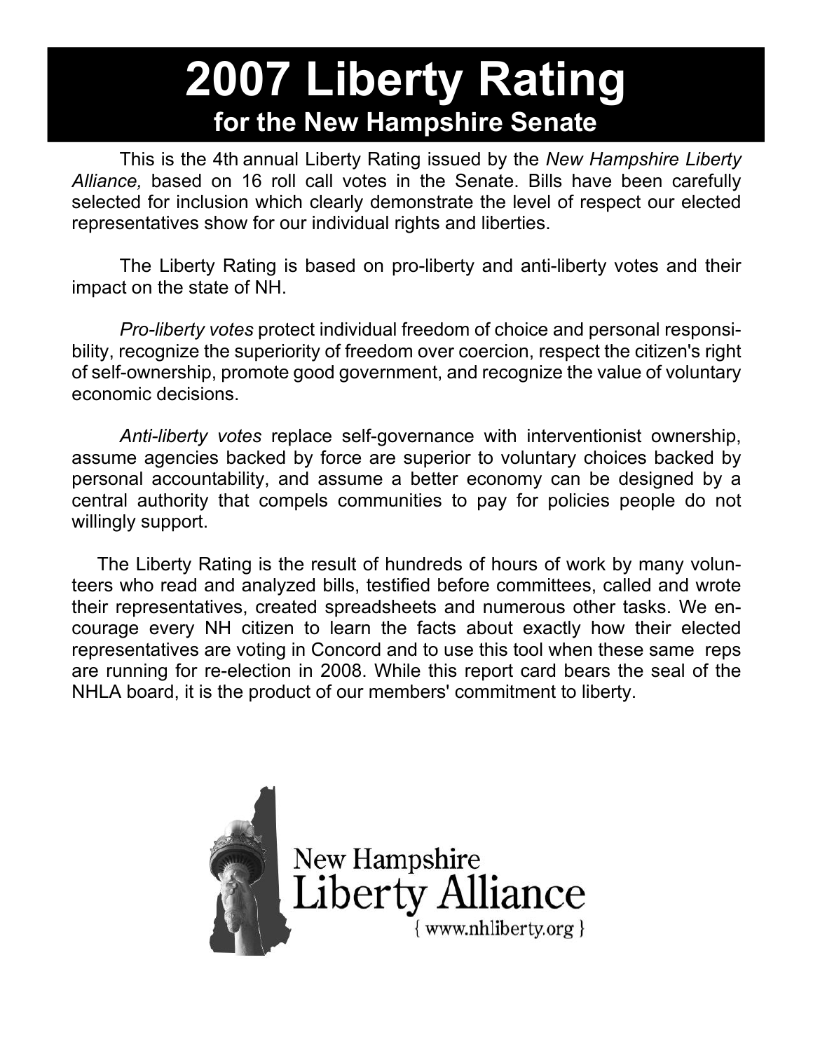# 2007 Liberty Rating

## for the New Hampshire Senate

This is the 4th annual Liberty Rating issued by the *New Hampshire Liberty Alliance,* based on 16 roll call votes in the Senate. Bills have been carefully selected for inclusion which clearly demonstrate the level of respect our elected representatives show for our individual rights and liberties.

The Liberty Rating is based on pro-liberty and anti-liberty votes and their impact on the state of NH.

*Pro-liberty votes* protect individual freedom of choice and personal responsibility, recognize the superiority of freedom over coercion, respect the citizen's right of self-ownership, promote good government, and recognize the value of voluntary economic decisions.

*Anti-liberty votes* replace self-governance with interventionist ownership, assume agencies backed by force are superior to voluntary choices backed by personal accountability, and assume a better economy can be designed by a central authority that compels communities to pay for policies people do not willingly support.

The Liberty Rating is the result of hundreds of hours of work by many volunteers who read and analyzed bills, testified before committees, called and wrote their representatives, created spreadsheets and numerous other tasks. We encourage every NH citizen to learn the facts about exactly how their elected representatives are voting in Concord and to use this tool when these same reps are running for re-election in 2008. While this report card bears the seal of the NHLA board, it is the product of our members' commitment to liberty.

New Hampshire Liberty Alliance
{ www.nhliberty.org }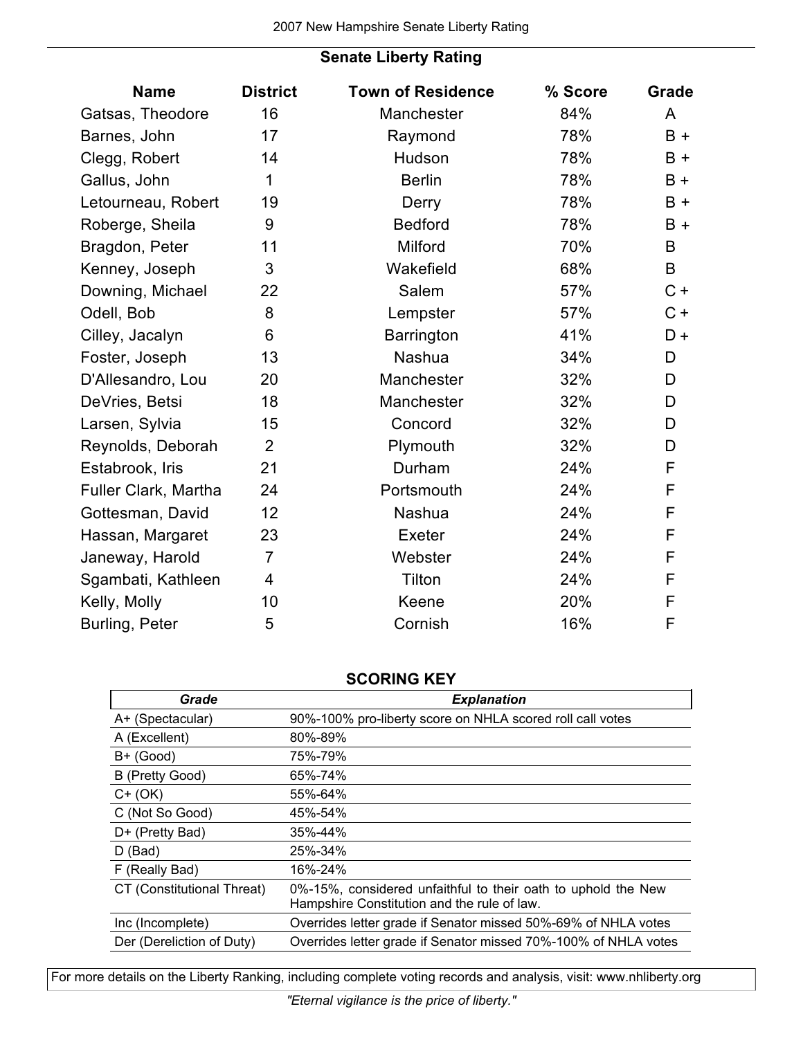## Senate Liberty Rating

| Name | District | Town of Residence | % Score | Grade |
|---|---|---|---|---|
| Gatsas, Theodore | 16 | Manchester | 84% | A |
| Barnes, John | 17 | Raymond | 78% | B + |
| Clegg, Robert | 14 | Hudson | 78% | B + |
| Gallus, John | 1 | Berlin | 78% | B + |
| Letourneau, Robert | 19 | Derry | 78% | B + |
| Roberge, Sheila | 9 | Bedford | 78% | B + |
| Bragdon, Peter | 11 | Milford | 70% | B |
| Kenney, Joseph | 3 | Wakefield | 68% | B |
| Downing, Michael | 22 | Salem | 57% | C + |
| Odell, Bob | 8 | Lempster | 57% | C + |
| Cilley, Jacalyn | 6 | Barrington | 41% | D + |
| Foster, Joseph | 13 | Nashua | 34% | D |
| D'Allesandro, Lou | 20 | Manchester | 32% | D |
| DeVries, Betsi | 18 | Manchester | 32% | D |
| Larsen, Sylvia | 15 | Concord | 32% | D |
| Reynolds, Deborah | 2 | Plymouth | 32% | D |
| Estabrook, Iris | 21 | Durham | 24% | F |
| Fuller Clark, Martha | 24 | Portsmouth | 24% | F |
| Gottesman, David | 12 | Nashua | 24% | F |
| Hassan, Margaret | 23 | Exeter | 24% | F |
| Janeway, Harold | 7 | Webster | 24% | F |
| Sgambati, Kathleen | 4 | Tilton | 24% | F |
| Kelly, Molly | 10 | Keene | 20% | F |
| Burling, Peter | 5 | Cornish | 16% | F |

### SCORING KEY

| *Grade* | *Explanation* |
|---|---|
| A+ (Spectacular) | 90%-100% pro-liberty score on NHLA scored roll call votes |
| A (Excellent) | 80%-89% |
| B+ (Good) | 75%-79% |
| B (Pretty Good) | 65%-74% |
| C+ (OK) | 55%-64% |
| C (Not So Good) | 45%-54% |
| D+ (Pretty Bad) | 35%-44% |
| D (Bad) | 25%-34% |
| F (Really Bad) | 16%-24% |
| CT (Constitutional Threat) | 0%-15%, considered unfaithful to their oath to uphold the New Hampshire Constitution and the rule of law. |
| Inc (Incomplete) | Overrides letter grade if Senator missed 50%-69% of NHLA votes |
| Der (Dereliction of Duty) | Overrides letter grade if Senator missed 70%-100% of NHLA votes |

For more details on the Liberty Ranking, including complete voting records and analysis, visit: www.nhliberty.org

*"Eternal vigilance is the price of liberty."*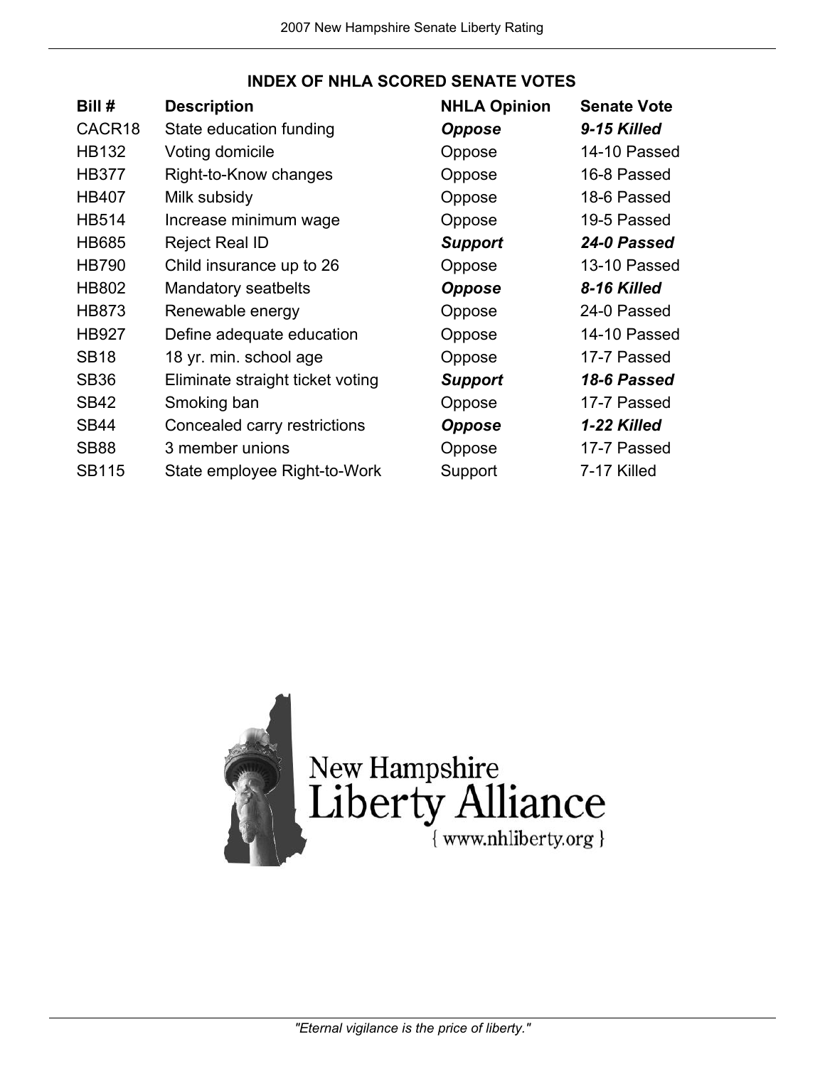## INDEX OF NHLA SCORED SENATE VOTES

| Bill # | Description | NHLA Opinion | Senate Vote |
|---|---|---|---|
| CACR18 | State education funding | ***Oppose*** | ***9-15 Killed*** |
| HB132 | Voting domicile | Oppose | 14-10 Passed |
| HB377 | Right-to-Know changes | Oppose | 16-8 Passed |
| HB407 | Milk subsidy | Oppose | 18-6 Passed |
| HB514 | Increase minimum wage | Oppose | 19-5 Passed |
| HB685 | Reject Real ID | ***Support*** | ***24-0 Passed*** |
| HB790 | Child insurance up to 26 | Oppose | 13-10 Passed |
| HB802 | Mandatory seatbelts | ***Oppose*** | ***8-16 Killed*** |
| HB873 | Renewable energy | Oppose | 24-0 Passed |
| HB927 | Define adequate education | Oppose | 14-10 Passed |
| SB18 | 18 yr. min. school age | Oppose | 17-7 Passed |
| SB36 | Eliminate straight ticket voting | ***Support*** | ***18-6 Passed*** |
| SB42 | Smoking ban | Oppose | 17-7 Passed |
| SB44 | Concealed carry restrictions | ***Oppose*** | ***1-22 Killed*** |
| SB88 | 3 member unions | Oppose | 17-7 Passed |
| SB115 | State employee Right-to-Work | Support | 7-17 Killed |

New Hampshire Liberty Alliance
{ www.nhliberty.org }

*"Eternal vigilance is the price of liberty."*